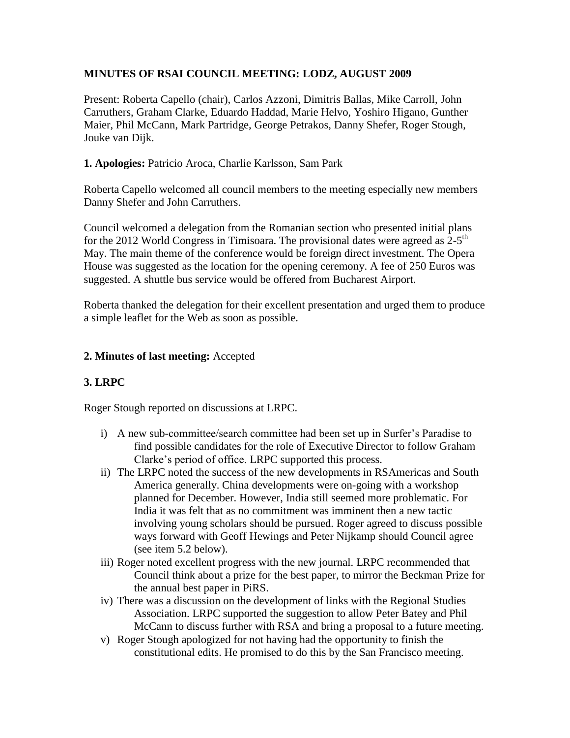# MINUTES OF RSAI COUNCIL MEETING: LODZ, AUGUST 2009

Present: Roberta Capello (chair), Carlos Azzoni, Dimitris Ballas, Mike Carroll, John Carruthers, Graham Clarke, Eduardo Haddad, Marie Helvo, Yoshiro Higano, Gunther Maier, Phil McCann, Mark Partridge, George Petrakos, Danny Shefer, Roger Stough, Jouke van Dijk.

**1. Apologies:** Patricio Aroca, Charlie Karlsson, Sam Park

Roberta Capello welcomed all council members to the meeting especially new members Danny Shefer and John Carruthers.

Council welcomed a delegation from the Romanian section who presented initial plans for the 2012 World Congress in Timisoara. The provisional dates were agreed as 2-5th May. The main theme of the conference would be foreign direct investment. The Opera House was suggested as the location for the opening ceremony. A fee of 250 Euros was suggested. A shuttle bus service would be offered from Bucharest Airport.

Roberta thanked the delegation for their excellent presentation and urged them to produce a simple leaflet for the Web as soon as possible.

**2. Minutes of last meeting:** Accepted

**3. LRPC**

Roger Stough reported on discussions at LRPC.

i) A new sub-committee/search committee had been set up in Surfer's Paradise to find possible candidates for the role of Executive Director to follow Graham Clarke's period of office. LRPC supported this process.

ii) The LRPC noted the success of the new developments in RSAmericas and South America generally. China developments were on-going with a workshop planned for December. However, India still seemed more problematic. For India it was felt that as no commitment was imminent then a new tactic involving young scholars should be pursued. Roger agreed to discuss possible ways forward with Geoff Hewings and Peter Nijkamp should Council agree (see item 5.2 below).

iii) Roger noted excellent progress with the new journal. LRPC recommended that Council think about a prize for the best paper, to mirror the Beckman Prize for the annual best paper in PiRS.

iv) There was a discussion on the development of links with the Regional Studies Association. LRPC supported the suggestion to allow Peter Batey and Phil McCann to discuss further with RSA and bring a proposal to a future meeting.

v) Roger Stough apologized for not having had the opportunity to finish the constitutional edits. He promised to do this by the San Francisco meeting.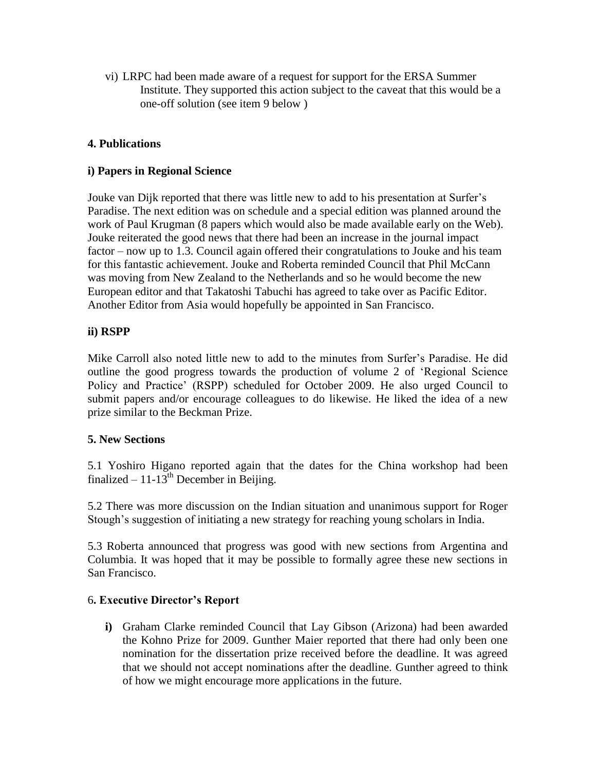vi) LRPC had been made aware of a request for support for the ERSA Summer Institute. They supported this action subject to the caveat that this would be a one-off solution (see item 9 below )

**4. Publications**

**i) Papers in Regional Science**

Jouke van Dijk reported that there was little new to add to his presentation at Surfer's Paradise. The next edition was on schedule and a special edition was planned around the work of Paul Krugman (8 papers which would also be made available early on the Web). Jouke reiterated the good news that there had been an increase in the journal impact factor – now up to 1.3. Council again offered their congratulations to Jouke and his team for this fantastic achievement. Jouke and Roberta reminded Council that Phil McCann was moving from New Zealand to the Netherlands and so he would become the new European editor and that Takatoshi Tabuchi has agreed to take over as Pacific Editor. Another Editor from Asia would hopefully be appointed in San Francisco.

**ii) RSPP**

Mike Carroll also noted little new to add to the minutes from Surfer's Paradise. He did outline the good progress towards the production of volume 2 of 'Regional Science Policy and Practice' (RSPP) scheduled for October 2009. He also urged Council to submit papers and/or encourage colleagues to do likewise. He liked the idea of a new prize similar to the Beckman Prize.

**5. New Sections**

5.1 Yoshiro Higano reported again that the dates for the China workshop had been finalized – 11-13th December in Beijing.

5.2 There was more discussion on the Indian situation and unanimous support for Roger Stough's suggestion of initiating a new strategy for reaching young scholars in India.

5.3 Roberta announced that progress was good with new sections from Argentina and Columbia. It was hoped that it may be possible to formally agree these new sections in San Francisco.

**6. Executive Director's Report**

**i)** Graham Clarke reminded Council that Lay Gibson (Arizona) had been awarded the Kohno Prize for 2009. Gunther Maier reported that there had only been one nomination for the dissertation prize received before the deadline. It was agreed that we should not accept nominations after the deadline. Gunther agreed to think of how we might encourage more applications in the future.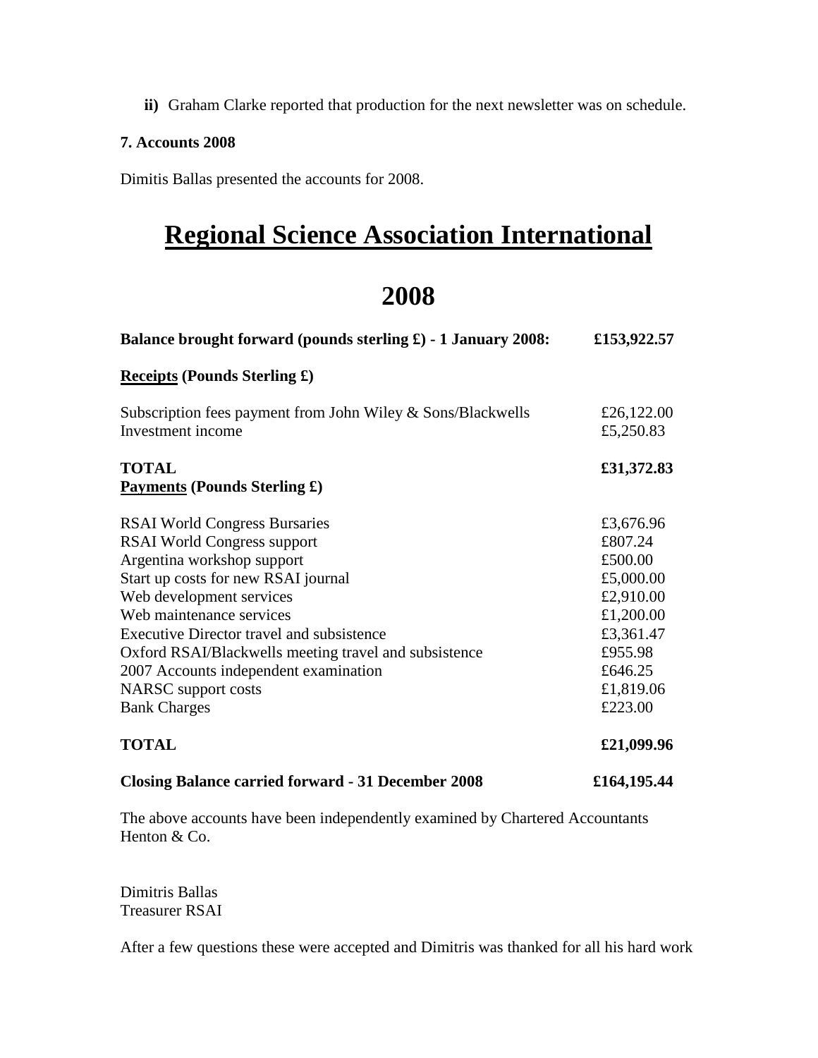**ii)** Graham Clarke reported that production for the next newsletter was on schedule.

**7. Accounts 2008**

Dimitis Ballas presented the accounts for 2008.

# Regional Science Association International

# 2008

| | |
|---|---|
| **Balance brought forward (pounds sterling £) - 1 January 2008:** | **£153,922.57** |
| **Receipts (Pounds Sterling £)** | |
| Subscription fees payment from John Wiley & Sons/Blackwells | £26,122.00 |
| Investment income | £5,250.83 |
| **TOTAL** | **£31,372.83** |
| **Payments (Pounds Sterling £)** | |
| RSAI World Congress Bursaries | £3,676.96 |
| RSAI World Congress support | £807.24 |
| Argentina workshop support | £500.00 |
| Start up costs for new RSAI journal | £5,000.00 |
| Web development services | £2,910.00 |
| Web maintenance services | £1,200.00 |
| Executive Director travel and subsistence | £3,361.47 |
| Oxford RSAI/Blackwells meeting travel and subsistence | £955.98 |
| 2007 Accounts independent examination | £646.25 |
| NARSC support costs | £1,819.06 |
| Bank Charges | £223.00 |
| **TOTAL** | **£21,099.96** |
| **Closing Balance carried forward - 31 December 2008** | **£164,195.44** |

The above accounts have been independently examined by Chartered Accountants Henton & Co.

Dimitris Ballas
Treasurer RSAI

After a few questions these were accepted and Dimitris was thanked for all his hard work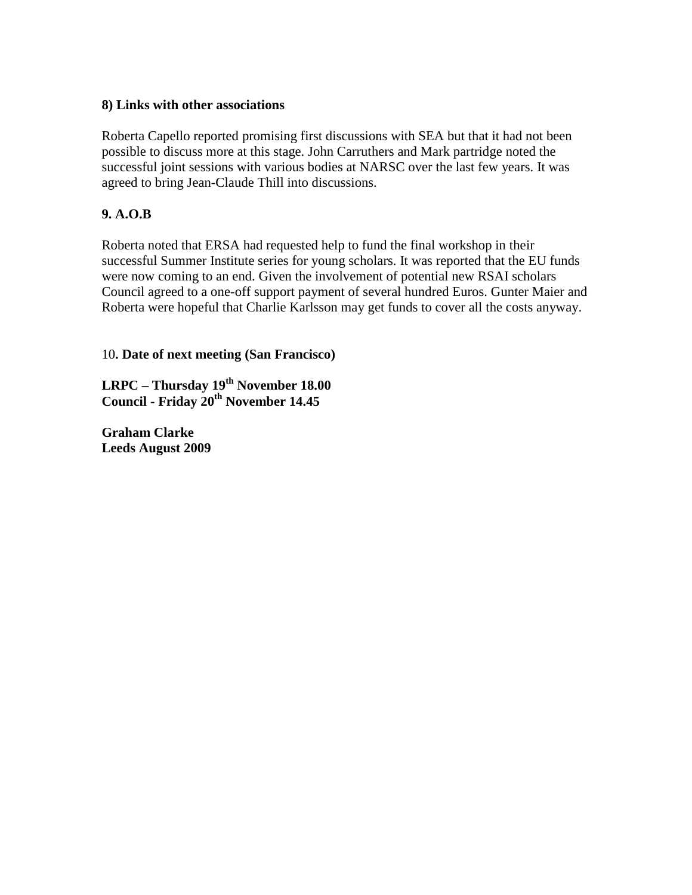**8) Links with other associations**

Roberta Capello reported promising first discussions with SEA but that it had not been possible to discuss more at this stage. John Carruthers and Mark partridge noted the successful joint sessions with various bodies at NARSC over the last few years. It was agreed to bring Jean-Claude Thill into discussions.

**9. A.O.B**

Roberta noted that ERSA had requested help to fund the final workshop in their successful Summer Institute series for young scholars. It was reported that the EU funds were now coming to an end. Given the involvement of potential new RSAI scholars Council agreed to a one-off support payment of several hundred Euros. Gunter Maier and Roberta were hopeful that Charlie Karlsson may get funds to cover all the costs anyway.

10**. Date of next meeting (San Francisco)**

**LRPC – Thursday 19th November 18.00**
**Council - Friday 20th November 14.45**

**Graham Clarke**
**Leeds August 2009**